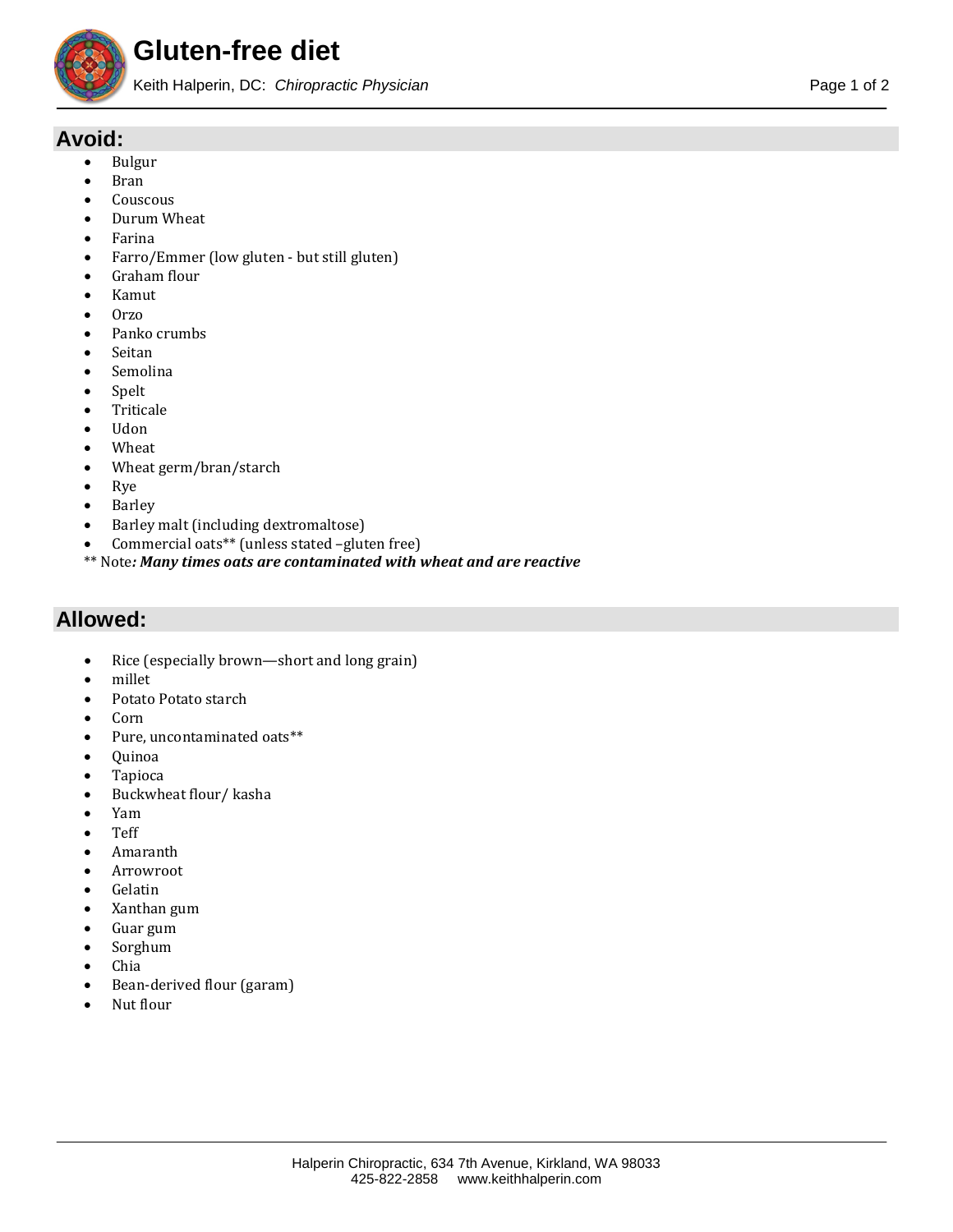# Gluten-free diet

Keith Halperin, DC: *Chiropractic Physician*

## Avoid:

- Bulgur
- Bran
- Couscous
- Durum Wheat
- Farina
- Farro/Emmer (low gluten - but still gluten)
- Graham flour
- Kamut
- Orzo
- Panko crumbs
- Seitan
- Semolina
- Spelt
- Triticale
- Udon
- Wheat
- Wheat germ/bran/starch
- Rye
- Barley
- Barley malt (including dextromaltose)
- Commercial oats** (unless stated –gluten free)

** Note***: Many times oats are contaminated with wheat and are reactive***

## Allowed:

- Rice (especially brown—short and long grain)
- millet
- Potato Potato starch
- Corn
- Pure, uncontaminated oats**
- Quinoa
- Tapioca
- Buckwheat flour/ kasha
- Yam
- Teff
- Amaranth
- Arrowroot
- Gelatin
- Xanthan gum
- Guar gum
- Sorghum
- Chia
- Bean-derived flour (garam)
- Nut flour

Halperin Chiropractic, 634 7th Avenue, Kirkland, WA 98033
425-822-2858 www.keithhalperin.com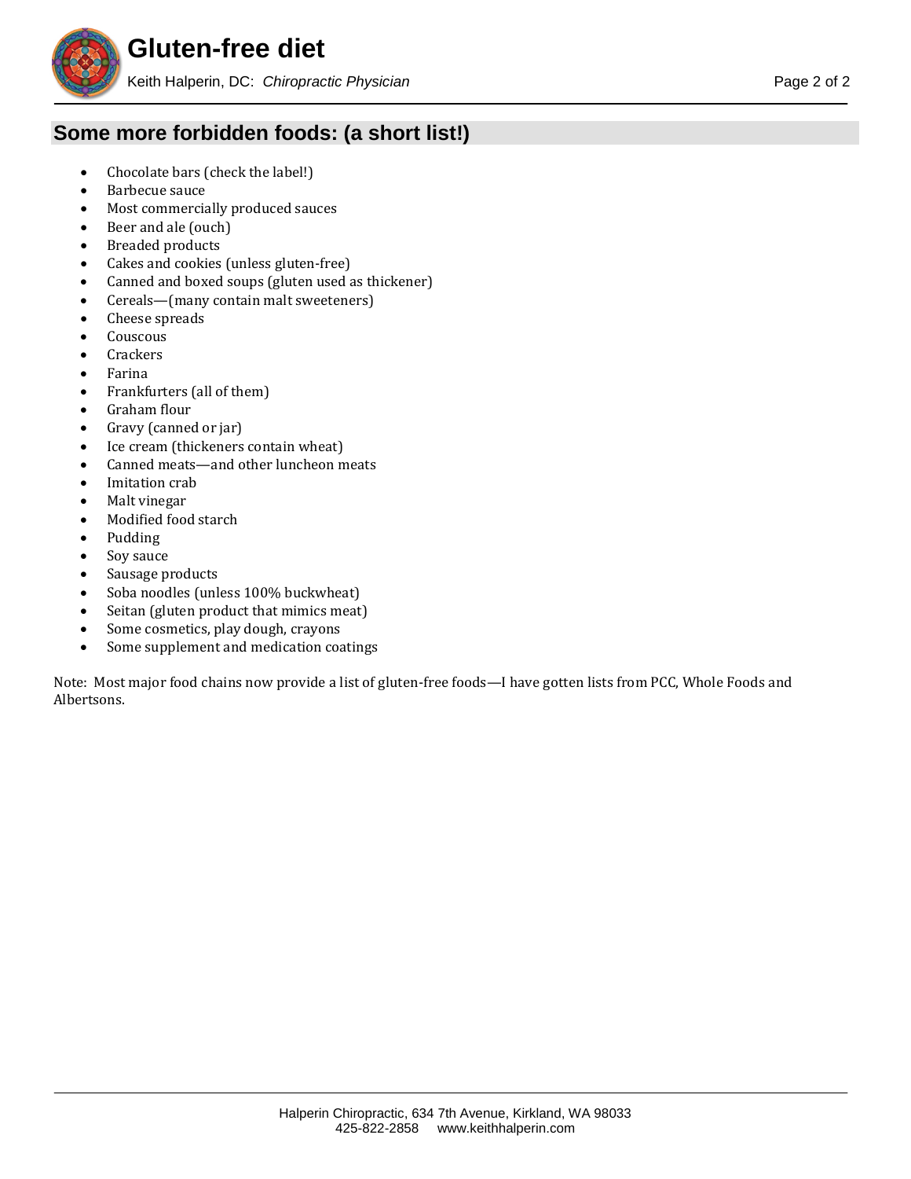## Some more forbidden foods: (a short list!)

- Chocolate bars (check the label!)
- Barbecue sauce
- Most commercially produced sauces
- Beer and ale (ouch)
- Breaded products
- Cakes and cookies (unless gluten-free)
- Canned and boxed soups (gluten used as thickener)
- Cereals—(many contain malt sweeteners)
- Cheese spreads
- Couscous
- Crackers
- Farina
- Frankfurters (all of them)
- Graham flour
- Gravy (canned or jar)
- Ice cream (thickeners contain wheat)
- Canned meats—and other luncheon meats
- Imitation crab
- Malt vinegar
- Modified food starch
- Pudding
- Soy sauce
- Sausage products
- Soba noodles (unless 100% buckwheat)
- Seitan (gluten product that mimics meat)
- Some cosmetics, play dough, crayons
- Some supplement and medication coatings

Note: Most major food chains now provide a list of gluten-free foods—I have gotten lists from PCC, Whole Foods and Albertsons.